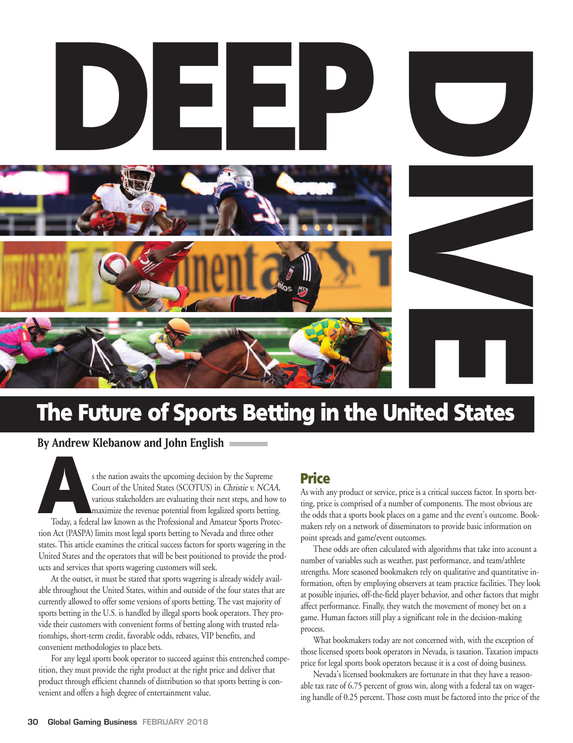# DEEP DIVE

## The Future of Sports Betting in the United States

**By Andrew Klebanow and John English**

As the nation awaits the upcoming decision by the Supreme Court of the United States (SCOTUS) in *Christie v. NCAA*, various stakeholders are evaluating their next steps, and how to maximize the revenue potential from legalized sports betting.

Today, a federal law known as the Professional and Amateur Sports Protection Act (PASPA) limits most legal sports betting to Nevada and three other states. This article examines the critical success factors for sports wagering in the United States and the operators that will be best positioned to provide the products and services that sports wagering customers will seek.

At the outset, it must be stated that sports wagering is already widely available throughout the United States, within and outside of the four states that are currently allowed to offer some versions of sports betting. The vast majority of sports betting in the U.S. is handled by illegal sports book operators. They provide their customers with convenient forms of betting along with trusted relationships, short-term credit, favorable odds, rebates, VIP benefits, and convenient methodologies to place bets.

For any legal sports book operator to succeed against this entrenched competition, they must provide the right product at the right price and deliver that product through efficient channels of distribution so that sports betting is convenient and offers a high degree of entertainment value.

### Price

As with any product or service, price is a critical success factor. In sports betting, price is comprised of a number of components. The most obvious are the odds that a sports book places on a game and the event's outcome. Bookmakers rely on a network of disseminators to provide basic information on point spreads and game/event outcomes.

These odds are often calculated with algorithms that take into account a number of variables such as weather, past performance, and team/athlete strengths. More seasoned bookmakers rely on qualitative and quantitative information, often by employing observers at team practice facilities. They look at possible injuries, off-the-field player behavior, and other factors that might affect performance. Finally, they watch the movement of money bet on a game. Human factors still play a significant role in the decision-making process.

What bookmakers today are not concerned with, with the exception of those licensed sports book operators in Nevada, is taxation. Taxation impacts price for legal sports book operators because it is a cost of doing business.

Nevada's licensed bookmakers are fortunate in that they have a reasonable tax rate of 6.75 percent of gross win, along with a federal tax on wagering handle of 0.25 percent. Those costs must be factored into the price of the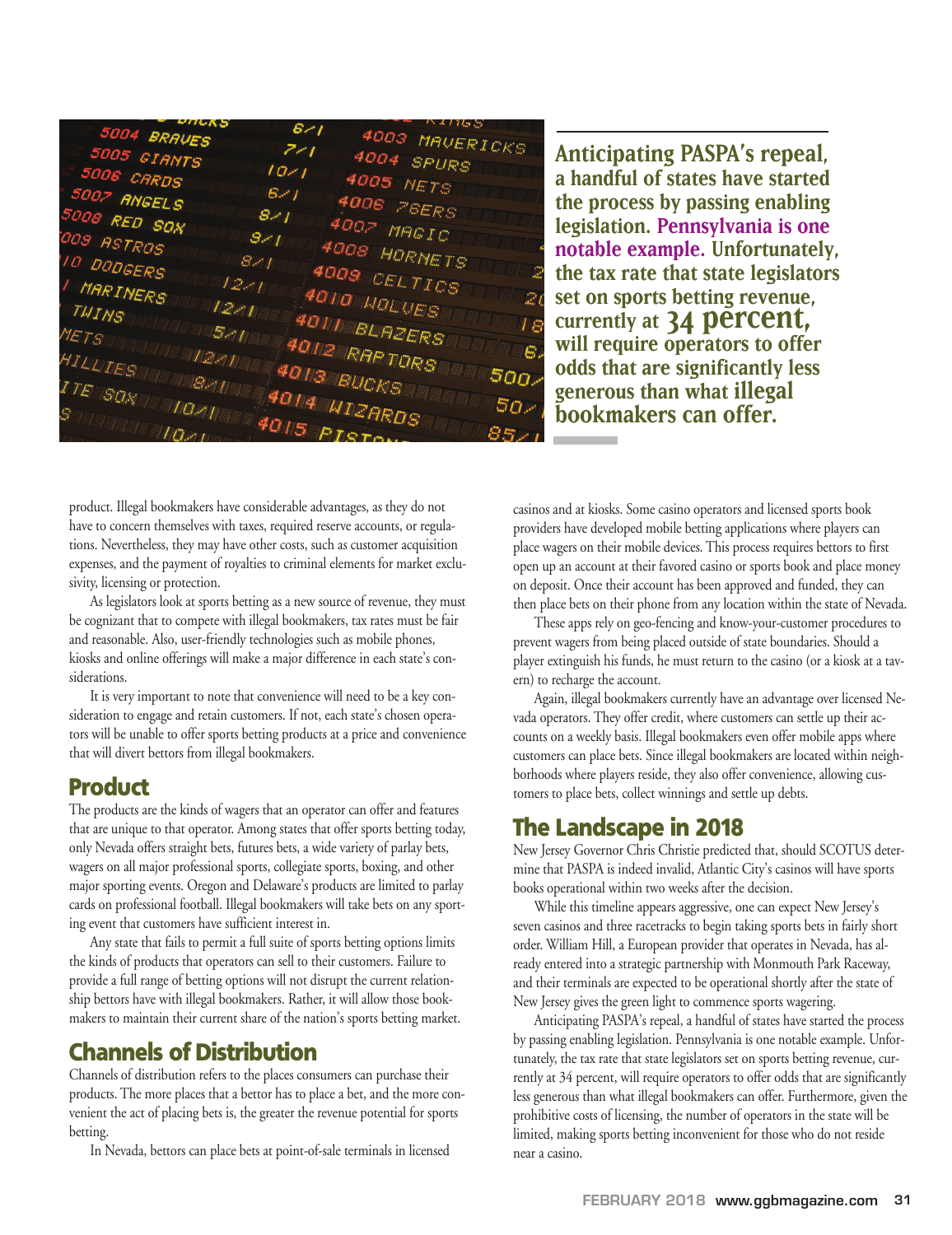**Anticipating PASPA's repeal, a handful of states have started the process by passing enabling legislation. Pennsylvania is one notable example. Unfortunately, the tax rate that state legislators set on sports betting revenue, currently at 34 percent, will require operators to offer odds that are significantly less generous than what illegal bookmakers can offer.**

product. Illegal bookmakers have considerable advantages, as they do not have to concern themselves with taxes, required reserve accounts, or regulations. Nevertheless, they may have other costs, such as customer acquisition expenses, and the payment of royalties to criminal elements for market exclusivity, licensing or protection.

As legislators look at sports betting as a new source of revenue, they must be cognizant that to compete with illegal bookmakers, tax rates must be fair and reasonable. Also, user-friendly technologies such as mobile phones, kiosks and online offerings will make a major difference in each state's considerations.

It is very important to note that convenience will need to be a key consideration to engage and retain customers. If not, each state's chosen operators will be unable to offer sports betting products at a price and convenience that will divert bettors from illegal bookmakers.

## Product

The products are the kinds of wagers that an operator can offer and features that are unique to that operator. Among states that offer sports betting today, only Nevada offers straight bets, futures bets, a wide variety of parlay bets, wagers on all major professional sports, collegiate sports, boxing, and other major sporting events. Oregon and Delaware's products are limited to parlay cards on professional football. Illegal bookmakers will take bets on any sporting event that customers have sufficient interest in.

Any state that fails to permit a full suite of sports betting options limits the kinds of products that operators can sell to their customers. Failure to provide a full range of betting options will not disrupt the current relationship bettors have with illegal bookmakers. Rather, it will allow those bookmakers to maintain their current share of the nation's sports betting market.

## Channels of Distribution

Channels of distribution refers to the places consumers can purchase their products. The more places that a bettor has to place a bet, and the more convenient the act of placing bets is, the greater the revenue potential for sports betting.

In Nevada, bettors can place bets at point-of-sale terminals in licensed casinos and at kiosks. Some casino operators and licensed sports book providers have developed mobile betting applications where players can place wagers on their mobile devices. This process requires bettors to first open up an account at their favored casino or sports book and place money on deposit. Once their account has been approved and funded, they can then place bets on their phone from any location within the state of Nevada.

These apps rely on geo-fencing and know-your-customer procedures to prevent wagers from being placed outside of state boundaries. Should a player extinguish his funds, he must return to the casino (or a kiosk at a tavern) to recharge the account.

Again, illegal bookmakers currently have an advantage over licensed Nevada operators. They offer credit, where customers can settle up their accounts on a weekly basis. Illegal bookmakers even offer mobile apps where customers can place bets. Since illegal bookmakers are located within neighborhoods where players reside, they also offer convenience, allowing customers to place bets, collect winnings and settle up debts.

## The Landscape in 2018

New Jersey Governor Chris Christie predicted that, should SCOTUS determine that PASPA is indeed invalid, Atlantic City's casinos will have sports books operational within two weeks after the decision.

While this timeline appears aggressive, one can expect New Jersey's seven casinos and three racetracks to begin taking sports bets in fairly short order. William Hill, a European provider that operates in Nevada, has already entered into a strategic partnership with Monmouth Park Raceway, and their terminals are expected to be operational shortly after the state of New Jersey gives the green light to commence sports wagering.

Anticipating PASPA's repeal, a handful of states have started the process by passing enabling legislation. Pennsylvania is one notable example. Unfortunately, the tax rate that state legislators set on sports betting revenue, currently at 34 percent, will require operators to offer odds that are significantly less generous than what illegal bookmakers can offer. Furthermore, given the prohibitive costs of licensing, the number of operators in the state will be limited, making sports betting inconvenient for those who do not reside near a casino.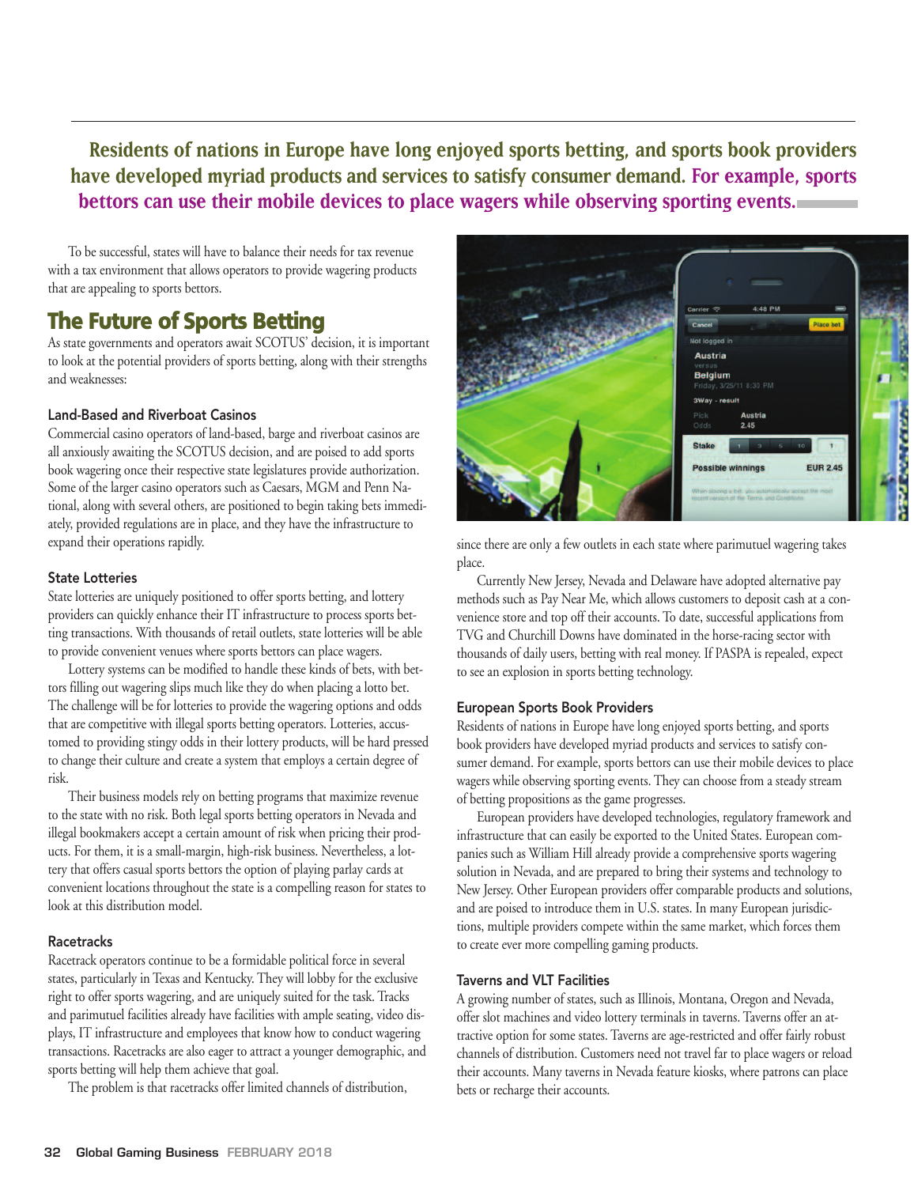**Residents of nations in Europe have long enjoyed sports betting, and sports book providers have developed myriad products and services to satisfy consumer demand. For example, sports bettors can use their mobile devices to place wagers while observing sporting events.**

To be successful, states will have to balance their needs for tax revenue with a tax environment that allows operators to provide wagering products that are appealing to sports bettors.

## The Future of Sports Betting

As state governments and operators await SCOTUS' decision, it is important to look at the potential providers of sports betting, along with their strengths and weaknesses:

### Land-Based and Riverboat Casinos

Commercial casino operators of land-based, barge and riverboat casinos are all anxiously awaiting the SCOTUS decision, and are poised to add sports book wagering once their respective state legislatures provide authorization. Some of the larger casino operators such as Caesars, MGM and Penn National, along with several others, are positioned to begin taking bets immediately, provided regulations are in place, and they have the infrastructure to expand their operations rapidly.

### State Lotteries

State lotteries are uniquely positioned to offer sports betting, and lottery providers can quickly enhance their IT infrastructure to process sports betting transactions. With thousands of retail outlets, state lotteries will be able to provide convenient venues where sports bettors can place wagers.

Lottery systems can be modified to handle these kinds of bets, with bettors filling out wagering slips much like they do when placing a lotto bet. The challenge will be for lotteries to provide the wagering options and odds that are competitive with illegal sports betting operators. Lotteries, accustomed to providing stingy odds in their lottery products, will be hard pressed to change their culture and create a system that employs a certain degree of risk.

Their business models rely on betting programs that maximize revenue to the state with no risk. Both legal sports betting operators in Nevada and illegal bookmakers accept a certain amount of risk when pricing their products. For them, it is a small-margin, high-risk business. Nevertheless, a lottery that offers casual sports bettors the option of playing parlay cards at convenient locations throughout the state is a compelling reason for states to look at this distribution model.

### Racetracks

Racetrack operators continue to be a formidable political force in several states, particularly in Texas and Kentucky. They will lobby for the exclusive right to offer sports wagering, and are uniquely suited for the task. Tracks and parimutuel facilities already have facilities with ample seating, video displays, IT infrastructure and employees that know how to conduct wagering transactions. Racetracks are also eager to attract a younger demographic, and sports betting will help them achieve that goal.

The problem is that racetracks offer limited channels of distribution, since there are only a few outlets in each state where parimutuel wagering takes place.

Currently New Jersey, Nevada and Delaware have adopted alternative pay methods such as Pay Near Me, which allows customers to deposit cash at a convenience store and top off their accounts. To date, successful applications from TVG and Churchill Downs have dominated in the horse-racing sector with thousands of daily users, betting with real money. If PASPA is repealed, expect to see an explosion in sports betting technology.

### European Sports Book Providers

Residents of nations in Europe have long enjoyed sports betting, and sports book providers have developed myriad products and services to satisfy consumer demand. For example, sports bettors can use their mobile devices to place wagers while observing sporting events. They can choose from a steady stream of betting propositions as the game progresses.

European providers have developed technologies, regulatory framework and infrastructure that can easily be exported to the United States. European companies such as William Hill already provide a comprehensive sports wagering solution in Nevada, and are prepared to bring their systems and technology to New Jersey. Other European providers offer comparable products and solutions, and are poised to introduce them in U.S. states. In many European jurisdictions, multiple providers compete within the same market, which forces them to create ever more compelling gaming products.

### Taverns and VLT Facilities

A growing number of states, such as Illinois, Montana, Oregon and Nevada, offer slot machines and video lottery terminals in taverns. Taverns offer an attractive option for some states. Taverns are age-restricted and offer fairly robust channels of distribution. Customers need not travel far to place wagers or reload their accounts. Many taverns in Nevada feature kiosks, where patrons can place bets or recharge their accounts.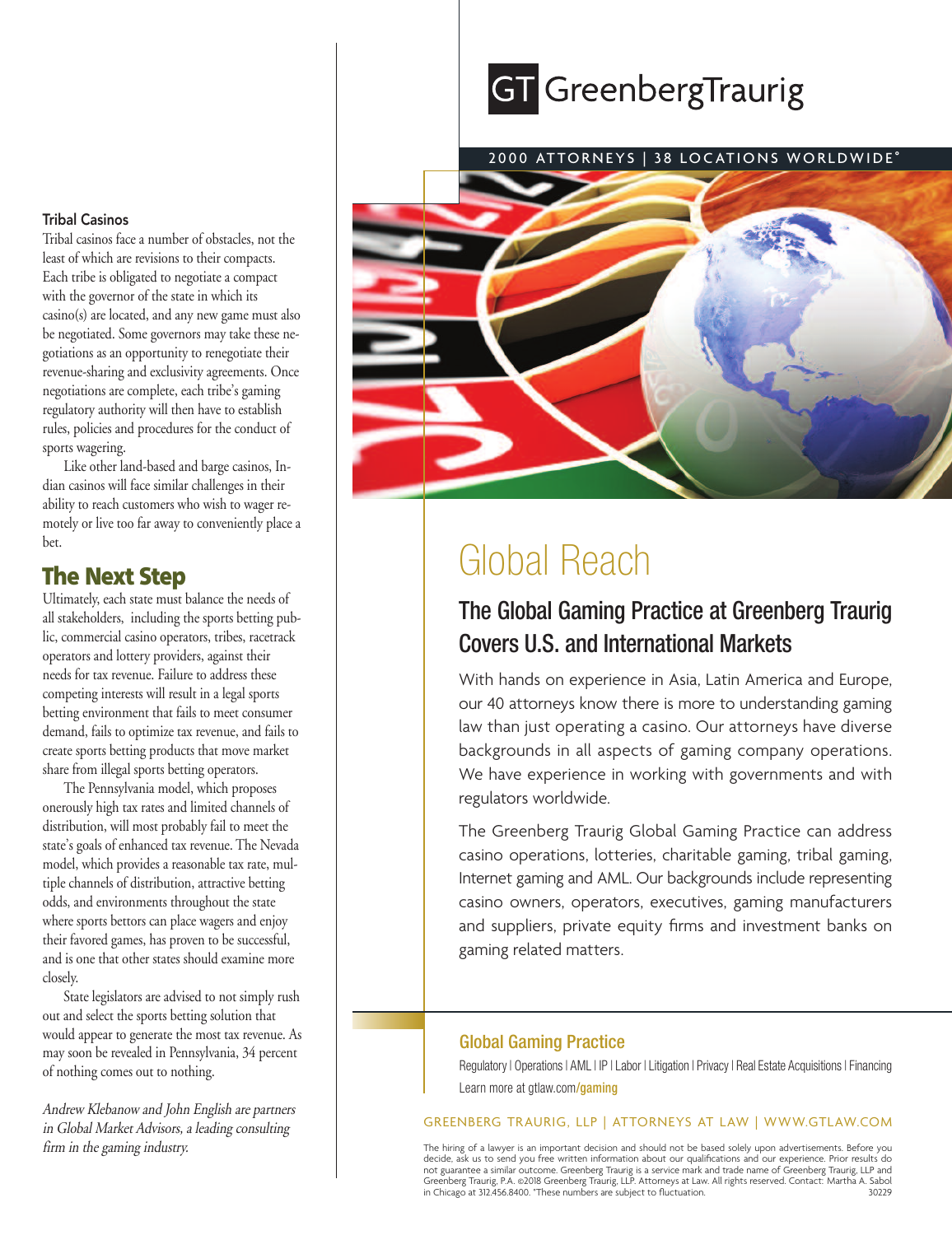### Tribal Casinos

Tribal casinos face a number of obstacles, not the least of which are revisions to their compacts. Each tribe is obligated to negotiate a compact with the governor of the state in which its casino(s) are located, and any new game must also be negotiated. Some governors may take these negotiations as an opportunity to renegotiate their revenue-sharing and exclusivity agreements. Once negotiations are complete, each tribe's gaming regulatory authority will then have to establish rules, policies and procedures for the conduct of sports wagering.

Like other land-based and barge casinos, Indian casinos will face similar challenges in their ability to reach customers who wish to wager remotely or live too far away to conveniently place a bet.

## The Next Step

Ultimately, each state must balance the needs of all stakeholders, including the sports betting public, commercial casino operators, tribes, racetrack operators and lottery providers, against their needs for tax revenue. Failure to address these competing interests will result in a legal sports betting environment that fails to meet consumer demand, fails to optimize tax revenue, and fails to create sports betting products that move market share from illegal sports betting operators.

The Pennsylvania model, which proposes onerously high tax rates and limited channels of distribution, will most probably fail to meet the state's goals of enhanced tax revenue. The Nevada model, which provides a reasonable tax rate, multiple channels of distribution, attractive betting odds, and environments throughout the state where sports bettors can place wagers and enjoy their favored games, has proven to be successful, and is one that other states should examine more closely.

State legislators are advised to not simply rush out and select the sports betting solution that would appear to generate the most tax revenue. As may soon be revealed in Pennsylvania, 34 percent of nothing comes out to nothing.

*Andrew Klebanow and John English are partners in Global Market Advisors, a leading consulting firm in the gaming industry.*

---

GT GreenbergTraurig

2000 ATTORNEYS | 38 LOCATIONS WORLDWIDE°

# Global Reach

## The Global Gaming Practice at Greenberg Traurig Covers U.S. and International Markets

With hands on experience in Asia, Latin America and Europe, our 40 attorneys know there is more to understanding gaming law than just operating a casino. Our attorneys have diverse backgrounds in all aspects of gaming company operations. We have experience in working with governments and with regulators worldwide.

The Greenberg Traurig Global Gaming Practice can address casino operations, lotteries, charitable gaming, tribal gaming, Internet gaming and AML. Our backgrounds include representing casino owners, operators, executives, gaming manufacturers and suppliers, private equity firms and investment banks on gaming related matters.

### Global Gaming Practice

Regulatory | Operations | AML | IP | Labor | Litigation | Privacy | Real Estate Acquisitions | Financing

Learn more at gtlaw.com/gaming

GREENBERG TRAURIG, LLP | ATTORNEYS AT LAW | WWW.GTLAW.COM

The hiring of a lawyer is an important decision and should not be based solely upon advertisements. Before you decide, ask us to send you free written information about our qualifications and our experience. Prior results do not guarantee a similar outcome. Greenberg Traurig is a service mark and trade name of Greenberg Traurig, LLP and Greenberg Traurig, P.A. ©2018 Greenberg Traurig, LLP. Attorneys at Law. All rights reserved. Contact: Martha A. Sabol in Chicago at 312.456.8400. °These numbers are subject to fluctuation. 30229